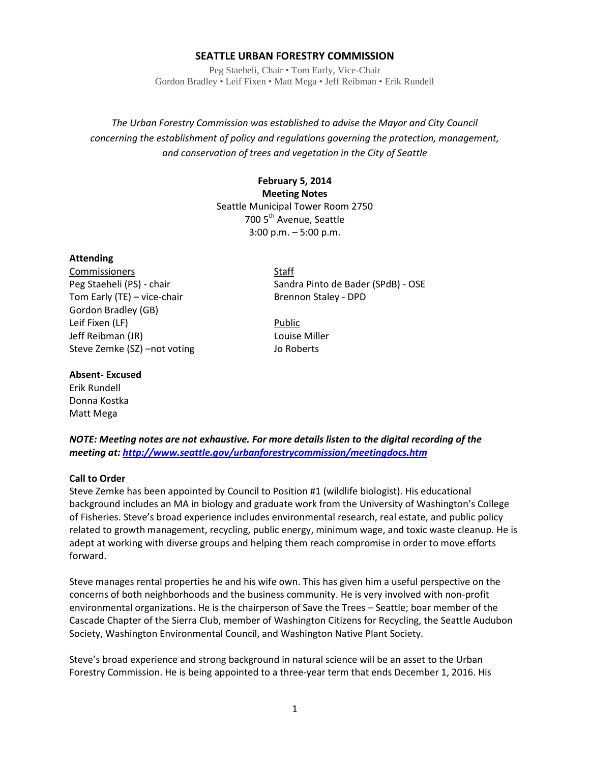# SEATTLE URBAN FORESTRY COMMISSION

Peg Staeheli, Chair • Tom Early, Vice-Chair
Gordon Bradley • Leif Fixen • Matt Mega • Jeff Reibman • Erik Rundell

*The Urban Forestry Commission was established to advise the Mayor and City Council concerning the establishment of policy and regulations governing the protection, management, and conservation of trees and vegetation in the City of Seattle*

**February 5, 2014**
**Meeting Notes**
Seattle Municipal Tower Room 2750
700 5th Avenue, Seattle
3:00 p.m. – 5:00 p.m.

**Attending**

Commissioners
Peg Staeheli (PS) - chair
Tom Early (TE) – vice-chair
Gordon Bradley (GB)
Leif Fixen (LF)
Jeff Reibman (JR)
Steve Zemke (SZ) –not voting

Staff
Sandra Pinto de Bader (SPdB) - OSE
Brennon Staley - DPD

Public
Louise Miller
Jo Roberts

**Absent- Excused**
Erik Rundell
Donna Kostka
Matt Mega

***NOTE: Meeting notes are not exhaustive. For more details listen to the digital recording of the meeting at: http://www.seattle.gov/urbanforestrycommission/meetingdocs.htm***

**Call to Order**

Steve Zemke has been appointed by Council to Position #1 (wildlife biologist). His educational background includes an MA in biology and graduate work from the University of Washington's College of Fisheries. Steve's broad experience includes environmental research, real estate, and public policy related to growth management, recycling, public energy, minimum wage, and toxic waste cleanup. He is adept at working with diverse groups and helping them reach compromise in order to move efforts forward.

Steve manages rental properties he and his wife own. This has given him a useful perspective on the concerns of both neighborhoods and the business community. He is very involved with non-profit environmental organizations. He is the chairperson of Save the Trees – Seattle; boar member of the Cascade Chapter of the Sierra Club, member of Washington Citizens for Recycling, the Seattle Audubon Society, Washington Environmental Council, and Washington Native Plant Society.

Steve's broad experience and strong background in natural science will be an asset to the Urban Forestry Commission. He is being appointed to a three-year term that ends December 1, 2016. His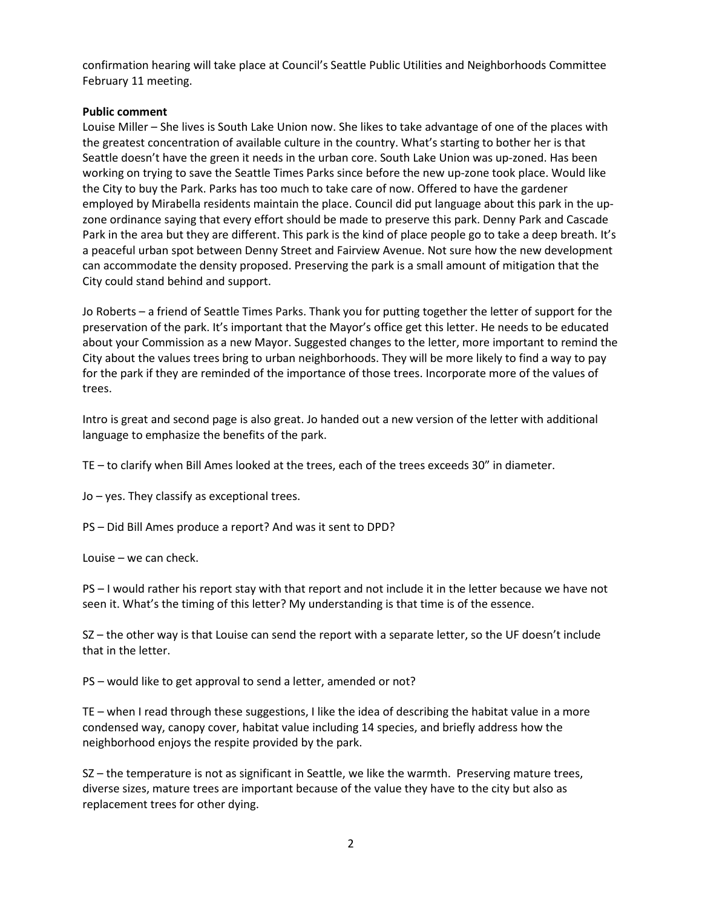confirmation hearing will take place at Council's Seattle Public Utilities and Neighborhoods Committee February 11 meeting.

**Public comment**

Louise Miller – She lives is South Lake Union now. She likes to take advantage of one of the places with the greatest concentration of available culture in the country. What's starting to bother her is that Seattle doesn't have the green it needs in the urban core. South Lake Union was up-zoned. Has been working on trying to save the Seattle Times Parks since before the new up-zone took place. Would like the City to buy the Park. Parks has too much to take care of now. Offered to have the gardener employed by Mirabella residents maintain the place. Council did put language about this park in the up-zone ordinance saying that every effort should be made to preserve this park. Denny Park and Cascade Park in the area but they are different. This park is the kind of place people go to take a deep breath. It's a peaceful urban spot between Denny Street and Fairview Avenue. Not sure how the new development can accommodate the density proposed. Preserving the park is a small amount of mitigation that the City could stand behind and support.

Jo Roberts – a friend of Seattle Times Parks. Thank you for putting together the letter of support for the preservation of the park. It's important that the Mayor's office get this letter. He needs to be educated about your Commission as a new Mayor. Suggested changes to the letter, more important to remind the City about the values trees bring to urban neighborhoods. They will be more likely to find a way to pay for the park if they are reminded of the importance of those trees. Incorporate more of the values of trees.

Intro is great and second page is also great. Jo handed out a new version of the letter with additional language to emphasize the benefits of the park.

TE – to clarify when Bill Ames looked at the trees, each of the trees exceeds 30" in diameter.

Jo – yes. They classify as exceptional trees.

PS – Did Bill Ames produce a report? And was it sent to DPD?

Louise – we can check.

PS – I would rather his report stay with that report and not include it in the letter because we have not seen it. What's the timing of this letter? My understanding is that time is of the essence.

SZ – the other way is that Louise can send the report with a separate letter, so the UF doesn't include that in the letter.

PS – would like to get approval to send a letter, amended or not?

TE – when I read through these suggestions, I like the idea of describing the habitat value in a more condensed way, canopy cover, habitat value including 14 species, and briefly address how the neighborhood enjoys the respite provided by the park.

SZ – the temperature is not as significant in Seattle, we like the warmth. Preserving mature trees, diverse sizes, mature trees are important because of the value they have to the city but also as replacement trees for other dying.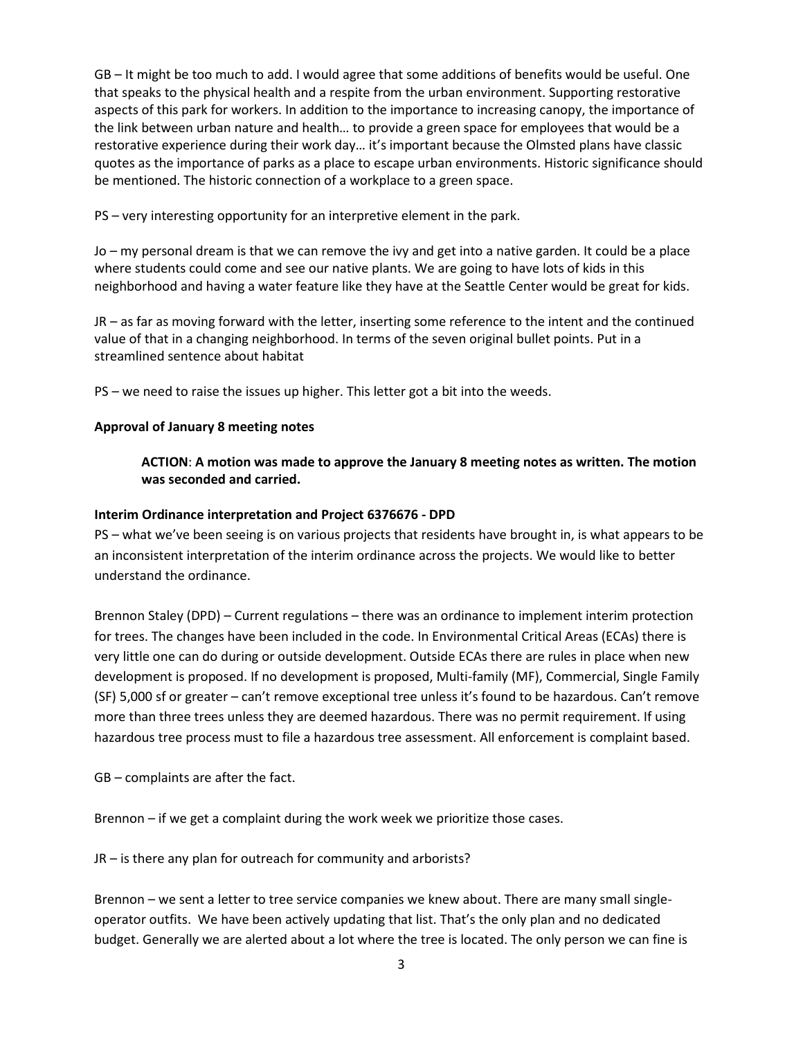GB – It might be too much to add. I would agree that some additions of benefits would be useful. One that speaks to the physical health and a respite from the urban environment. Supporting restorative aspects of this park for workers. In addition to the importance to increasing canopy, the importance of the link between urban nature and health… to provide a green space for employees that would be a restorative experience during their work day… it's important because the Olmsted plans have classic quotes as the importance of parks as a place to escape urban environments. Historic significance should be mentioned. The historic connection of a workplace to a green space.

PS – very interesting opportunity for an interpretive element in the park.

Jo – my personal dream is that we can remove the ivy and get into a native garden. It could be a place where students could come and see our native plants. We are going to have lots of kids in this neighborhood and having a water feature like they have at the Seattle Center would be great for kids.

JR – as far as moving forward with the letter, inserting some reference to the intent and the continued value of that in a changing neighborhood. In terms of the seven original bullet points. Put in a streamlined sentence about habitat

PS – we need to raise the issues up higher. This letter got a bit into the weeds.

**Approval of January 8 meeting notes**

> **ACTION**: **A motion was made to approve the January 8 meeting notes as written. The motion was seconded and carried.**

**Interim Ordinance interpretation and Project 6376676 - DPD**

PS – what we've been seeing is on various projects that residents have brought in, is what appears to be an inconsistent interpretation of the interim ordinance across the projects. We would like to better understand the ordinance.

Brennon Staley (DPD) – Current regulations – there was an ordinance to implement interim protection for trees. The changes have been included in the code. In Environmental Critical Areas (ECAs) there is very little one can do during or outside development. Outside ECAs there are rules in place when new development is proposed. If no development is proposed, Multi-family (MF), Commercial, Single Family (SF) 5,000 sf or greater – can't remove exceptional tree unless it's found to be hazardous. Can't remove more than three trees unless they are deemed hazardous. There was no permit requirement. If using hazardous tree process must to file a hazardous tree assessment. All enforcement is complaint based.

GB – complaints are after the fact.

Brennon – if we get a complaint during the work week we prioritize those cases.

JR – is there any plan for outreach for community and arborists?

Brennon – we sent a letter to tree service companies we knew about. There are many small single-operator outfits. We have been actively updating that list. That's the only plan and no dedicated budget. Generally we are alerted about a lot where the tree is located. The only person we can fine is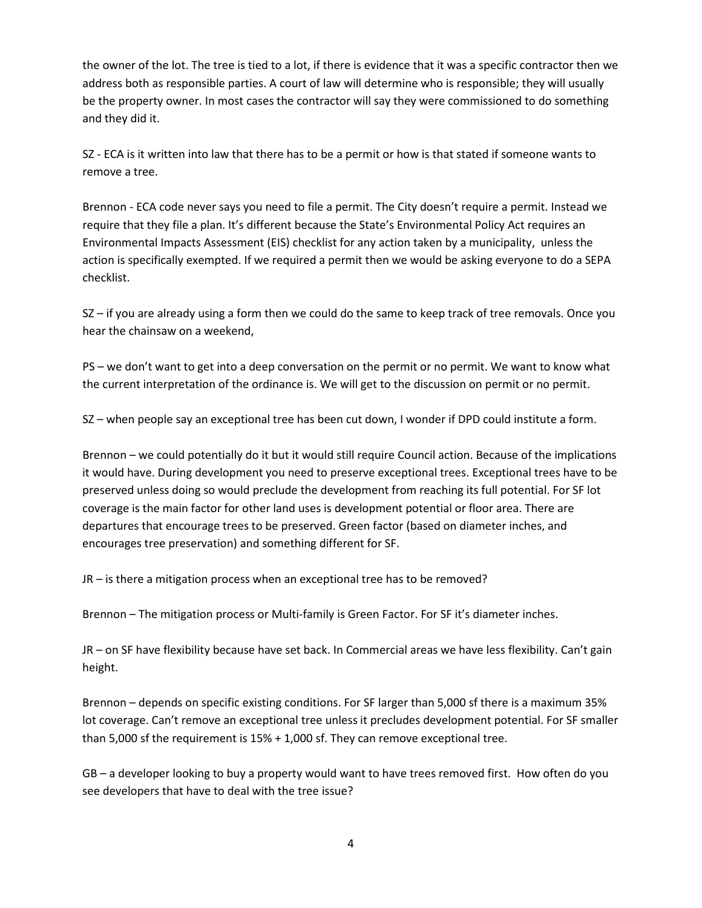the owner of the lot. The tree is tied to a lot, if there is evidence that it was a specific contractor then we address both as responsible parties. A court of law will determine who is responsible; they will usually be the property owner. In most cases the contractor will say they were commissioned to do something and they did it.

SZ - ECA is it written into law that there has to be a permit or how is that stated if someone wants to remove a tree.

Brennon - ECA code never says you need to file a permit. The City doesn't require a permit. Instead we require that they file a plan. It's different because the State's Environmental Policy Act requires an Environmental Impacts Assessment (EIS) checklist for any action taken by a municipality, unless the action is specifically exempted. If we required a permit then we would be asking everyone to do a SEPA checklist.

SZ – if you are already using a form then we could do the same to keep track of tree removals. Once you hear the chainsaw on a weekend,

PS – we don't want to get into a deep conversation on the permit or no permit. We want to know what the current interpretation of the ordinance is. We will get to the discussion on permit or no permit.

SZ – when people say an exceptional tree has been cut down, I wonder if DPD could institute a form.

Brennon – we could potentially do it but it would still require Council action. Because of the implications it would have. During development you need to preserve exceptional trees. Exceptional trees have to be preserved unless doing so would preclude the development from reaching its full potential. For SF lot coverage is the main factor for other land uses is development potential or floor area. There are departures that encourage trees to be preserved. Green factor (based on diameter inches, and encourages tree preservation) and something different for SF.

JR – is there a mitigation process when an exceptional tree has to be removed?

Brennon – The mitigation process or Multi-family is Green Factor. For SF it's diameter inches.

JR – on SF have flexibility because have set back. In Commercial areas we have less flexibility. Can't gain height.

Brennon – depends on specific existing conditions. For SF larger than 5,000 sf there is a maximum 35% lot coverage. Can't remove an exceptional tree unless it precludes development potential. For SF smaller than 5,000 sf the requirement is 15% + 1,000 sf. They can remove exceptional tree.

GB – a developer looking to buy a property would want to have trees removed first. How often do you see developers that have to deal with the tree issue?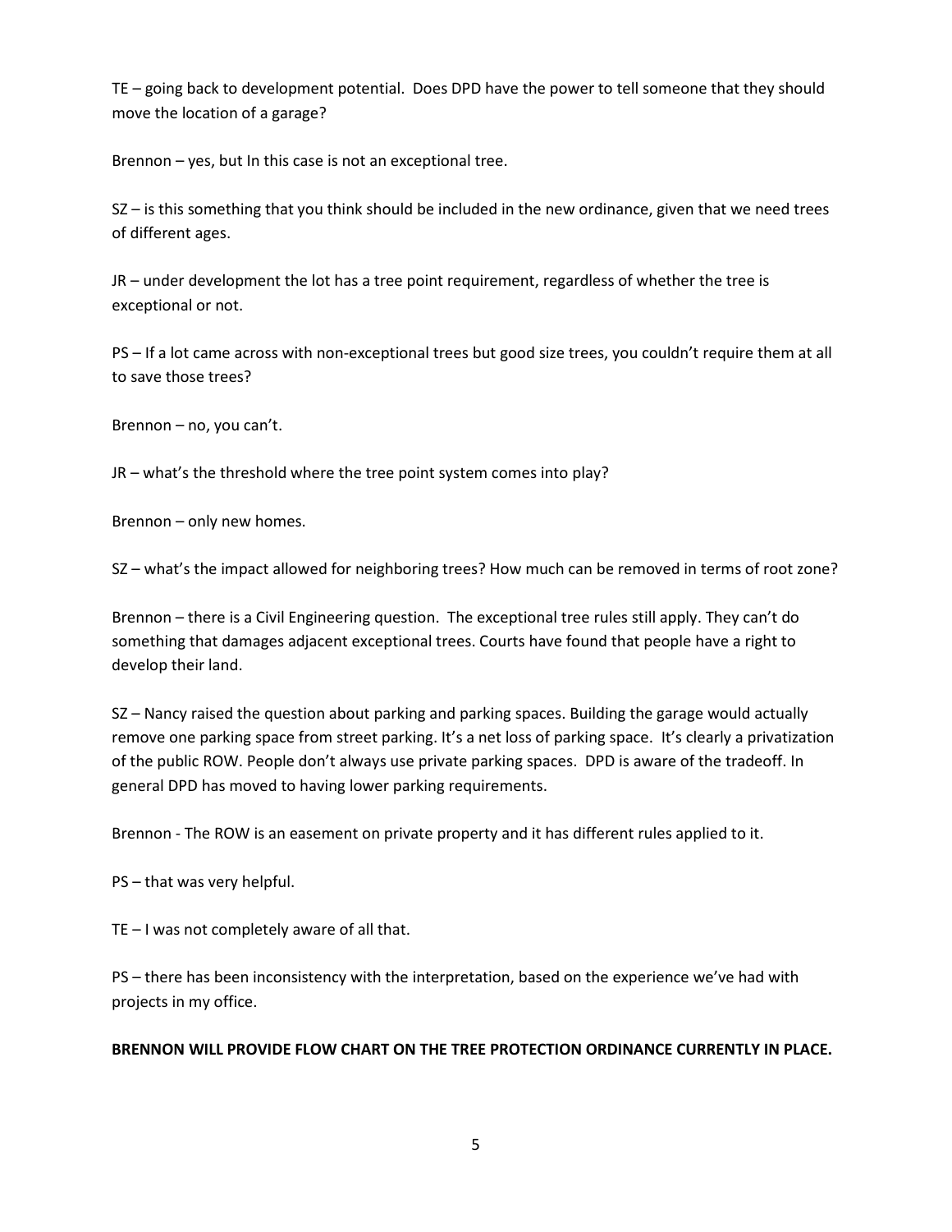TE – going back to development potential. Does DPD have the power to tell someone that they should move the location of a garage?

Brennon – yes, but In this case is not an exceptional tree.

SZ – is this something that you think should be included in the new ordinance, given that we need trees of different ages.

JR – under development the lot has a tree point requirement, regardless of whether the tree is exceptional or not.

PS – If a lot came across with non-exceptional trees but good size trees, you couldn't require them at all to save those trees?

Brennon – no, you can't.

JR – what's the threshold where the tree point system comes into play?

Brennon – only new homes.

SZ – what's the impact allowed for neighboring trees? How much can be removed in terms of root zone?

Brennon – there is a Civil Engineering question. The exceptional tree rules still apply. They can't do something that damages adjacent exceptional trees. Courts have found that people have a right to develop their land.

SZ – Nancy raised the question about parking and parking spaces. Building the garage would actually remove one parking space from street parking. It's a net loss of parking space. It's clearly a privatization of the public ROW. People don't always use private parking spaces. DPD is aware of the tradeoff. In general DPD has moved to having lower parking requirements.

Brennon - The ROW is an easement on private property and it has different rules applied to it.

PS – that was very helpful.

TE – I was not completely aware of all that.

PS – there has been inconsistency with the interpretation, based on the experience we've had with projects in my office.

**BRENNON WILL PROVIDE FLOW CHART ON THE TREE PROTECTION ORDINANCE CURRENTLY IN PLACE.**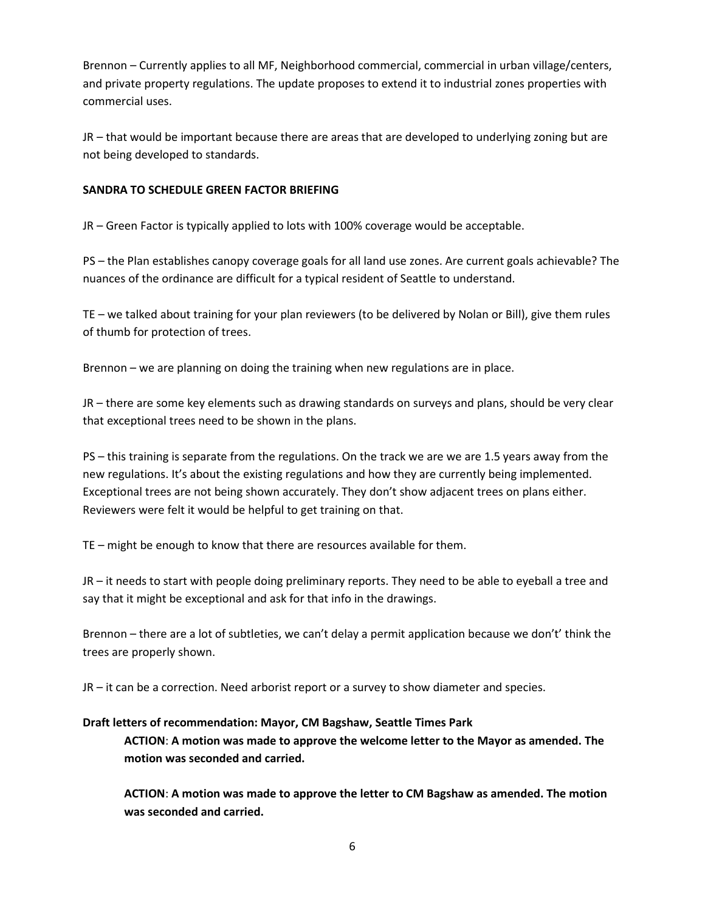Brennon – Currently applies to all MF, Neighborhood commercial, commercial in urban village/centers, and private property regulations. The update proposes to extend it to industrial zones properties with commercial uses.

JR – that would be important because there are areas that are developed to underlying zoning but are not being developed to standards.

**SANDRA TO SCHEDULE GREEN FACTOR BRIEFING**

JR – Green Factor is typically applied to lots with 100% coverage would be acceptable.

PS – the Plan establishes canopy coverage goals for all land use zones. Are current goals achievable? The nuances of the ordinance are difficult for a typical resident of Seattle to understand.

TE – we talked about training for your plan reviewers (to be delivered by Nolan or Bill), give them rules of thumb for protection of trees.

Brennon – we are planning on doing the training when new regulations are in place.

JR – there are some key elements such as drawing standards on surveys and plans, should be very clear that exceptional trees need to be shown in the plans.

PS – this training is separate from the regulations. On the track we are we are 1.5 years away from the new regulations. It's about the existing regulations and how they are currently being implemented. Exceptional trees are not being shown accurately. They don't show adjacent trees on plans either. Reviewers were felt it would be helpful to get training on that.

TE – might be enough to know that there are resources available for them.

JR – it needs to start with people doing preliminary reports. They need to be able to eyeball a tree and say that it might be exceptional and ask for that info in the drawings.

Brennon – there are a lot of subtleties, we can't delay a permit application because we don't' think the trees are properly shown.

JR – it can be a correction. Need arborist report or a survey to show diameter and species.

**Draft letters of recommendation: Mayor, CM Bagshaw, Seattle Times Park**

> **ACTION**: **A motion was made to approve the welcome letter to the Mayor as amended. The motion was seconded and carried.**
>
> **ACTION**: **A motion was made to approve the letter to CM Bagshaw as amended. The motion was seconded and carried.**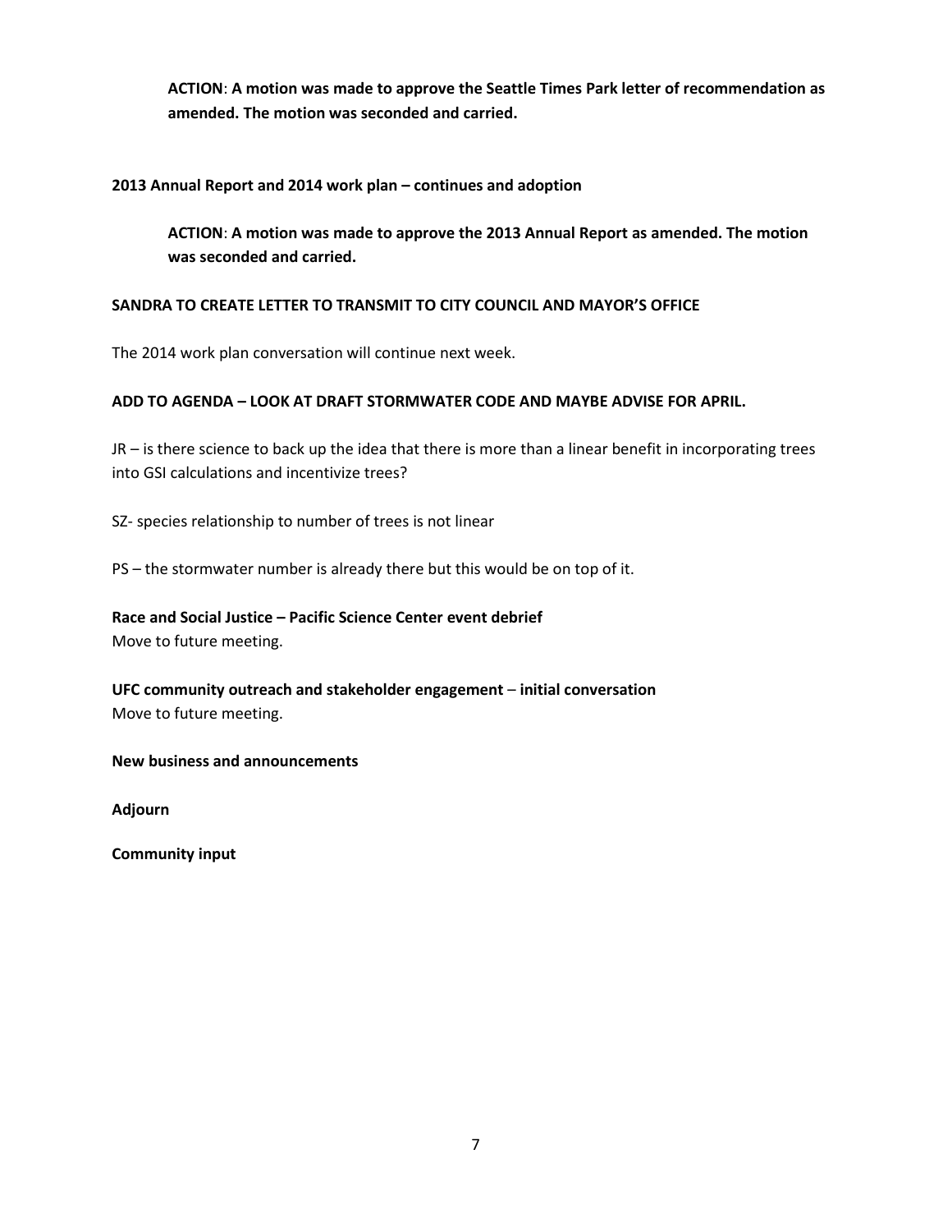**ACTION**: **A motion was made to approve the Seattle Times Park letter of recommendation as amended. The motion was seconded and carried.**

**2013 Annual Report and 2014 work plan – continues and adoption**

**ACTION**: **A motion was made to approve the 2013 Annual Report as amended. The motion was seconded and carried.**

**SANDRA TO CREATE LETTER TO TRANSMIT TO CITY COUNCIL AND MAYOR'S OFFICE**

The 2014 work plan conversation will continue next week.

**ADD TO AGENDA – LOOK AT DRAFT STORMWATER CODE AND MAYBE ADVISE FOR APRIL.**

JR – is there science to back up the idea that there is more than a linear benefit in incorporating trees into GSI calculations and incentivize trees?

SZ- species relationship to number of trees is not linear

PS – the stormwater number is already there but this would be on top of it.

**Race and Social Justice – Pacific Science Center event debrief**
Move to future meeting.

**UFC community outreach and stakeholder engagement** – **initial conversation**
Move to future meeting.

**New business and announcements**

**Adjourn**

**Community input**